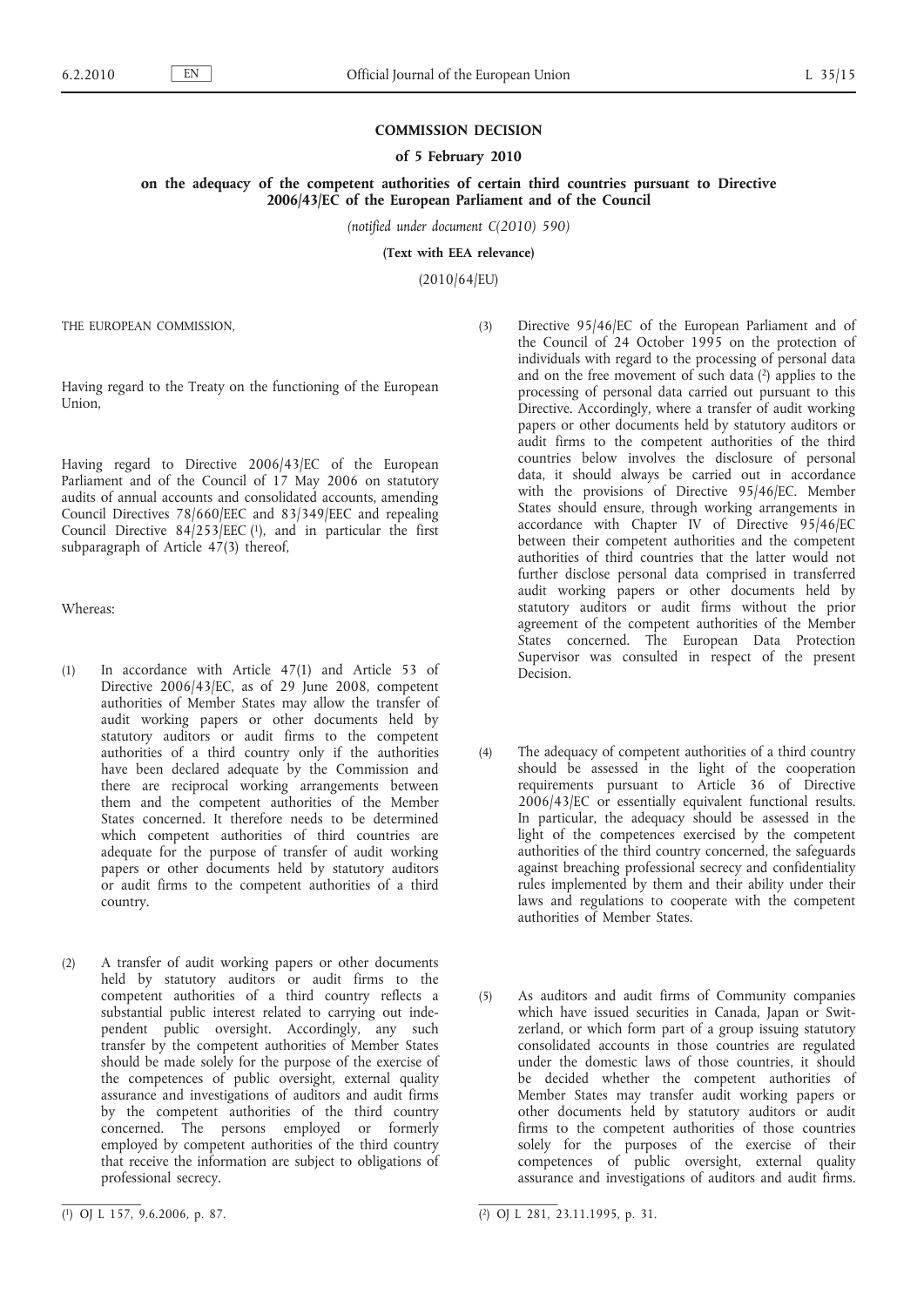**COMMISSION DECISION**

**of 5 February 2010**

**on the adequacy of the competent authorities of certain third countries pursuant to Directive 2006/43/EC of the European Parliament and of the Council**

*(notified under document C(2010) 590)*

**(Text with EEA relevance)**

(2010/64/EU)

THE EUROPEAN COMMISSION,

Having regard to the Treaty on the functioning of the European Union,

Having regard to Directive 2006/43/EC of the European Parliament and of the Council of 17 May 2006 on statutory audits of annual accounts and consolidated accounts, amending Council Directives 78/660/EEC and 83/349/EEC and repealing Council Directive 84/253/EEC [1], and in particular the first subparagraph of Article 47(3) thereof,

Whereas:

(1) In accordance with Article 47(1) and Article 53 of Directive 2006/43/EC, as of 29 June 2008, competent authorities of Member States may allow the transfer of audit working papers or other documents held by statutory auditors or audit firms to the competent authorities of a third country only if the authorities have been declared adequate by the Commission and there are reciprocal working arrangements between them and the competent authorities of the Member States concerned. It therefore needs to be determined which competent authorities of third countries are adequate for the purpose of transfer of audit working papers or other documents held by statutory auditors or audit firms to the competent authorities of a third country.

(2) A transfer of audit working papers or other documents held by statutory auditors or audit firms to the competent authorities of a third country reflects a substantial public interest related to carrying out independent public oversight. Accordingly, any such transfer by the competent authorities of Member States should be made solely for the purpose of the exercise of the competences of public oversight, external quality assurance and investigations of auditors and audit firms by the competent authorities of the third country concerned. The persons employed or formerly employed by competent authorities of the third country that receive the information are subject to obligations of professional secrecy.

(3) Directive 95/46/EC of the European Parliament and of the Council of 24 October 1995 on the protection of individuals with regard to the processing of personal data and on the free movement of such data [2] applies to the processing of personal data carried out pursuant to this Directive. Accordingly, where a transfer of audit working papers or other documents held by statutory auditors or audit firms to the competent authorities of the third countries below involves the disclosure of personal data, it should always be carried out in accordance with the provisions of Directive 95/46/EC. Member States should ensure, through working arrangements in accordance with Chapter IV of Directive 95/46/EC between their competent authorities and the competent authorities of third countries that the latter would not further disclose personal data comprised in transferred audit working papers or other documents held by statutory auditors or audit firms without the prior agreement of the competent authorities of the Member States concerned. The European Data Protection Supervisor was consulted in respect of the present Decision.

(4) The adequacy of competent authorities of a third country should be assessed in the light of the cooperation requirements pursuant to Article 36 of Directive 2006/43/EC or essentially equivalent functional results. In particular, the adequacy should be assessed in the light of the competences exercised by the competent authorities of the third country concerned, the safeguards against breaching professional secrecy and confidentiality rules implemented by them and their ability under their laws and regulations to cooperate with the competent authorities of Member States.

(5) As auditors and audit firms of Community companies which have issued securities in Canada, Japan or Switzerland, or which form part of a group issuing statutory consolidated accounts in those countries are regulated under the domestic laws of those countries, it should be decided whether the competent authorities of Member States may transfer audit working papers or other documents held by statutory auditors or audit firms to the competent authorities of those countries solely for the purposes of the exercise of their competences of public oversight, external quality assurance and investigations of auditors and audit firms.

[1] OJ L 157, 9.6.2006, p. 87.

[2] OJ L 281, 23.11.1995, p. 31.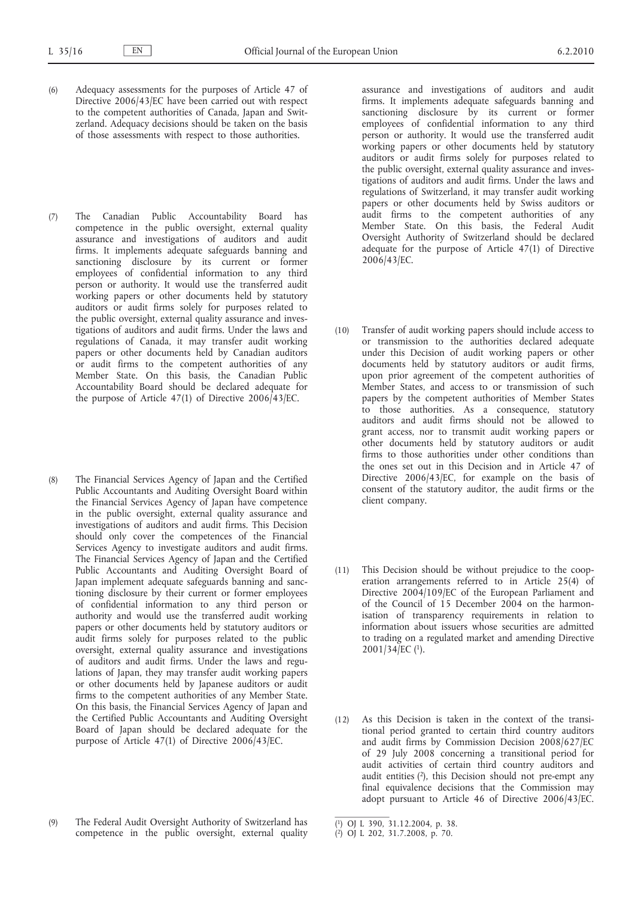(6) Adequacy assessments for the purposes of Article 47 of Directive 2006/43/EC have been carried out with respect to the competent authorities of Canada, Japan and Switzerland. Adequacy decisions should be taken on the basis of those assessments with respect to those authorities.

(7) The Canadian Public Accountability Board has competence in the public oversight, external quality assurance and investigations of auditors and audit firms. It implements adequate safeguards banning and sanctioning disclosure by its current or former employees of confidential information to any third person or authority. It would use the transferred audit working papers or other documents held by statutory auditors or audit firms solely for purposes related to the public oversight, external quality assurance and investigations of auditors and audit firms. Under the laws and regulations of Canada, it may transfer audit working papers or other documents held by Canadian auditors or audit firms to the competent authorities of any Member State. On this basis, the Canadian Public Accountability Board should be declared adequate for the purpose of Article 47(1) of Directive 2006/43/EC.

(8) The Financial Services Agency of Japan and the Certified Public Accountants and Auditing Oversight Board within the Financial Services Agency of Japan have competence in the public oversight, external quality assurance and investigations of auditors and audit firms. This Decision should only cover the competences of the Financial Services Agency to investigate auditors and audit firms. The Financial Services Agency of Japan and the Certified Public Accountants and Auditing Oversight Board of Japan implement adequate safeguards banning and sanctioning disclosure by their current or former employees of confidential information to any third person or authority and would use the transferred audit working papers or other documents held by statutory auditors or audit firms solely for purposes related to the public oversight, external quality assurance and investigations of auditors and audit firms. Under the laws and regulations of Japan, they may transfer audit working papers or other documents held by Japanese auditors or audit firms to the competent authorities of any Member State. On this basis, the Financial Services Agency of Japan and the Certified Public Accountants and Auditing Oversight Board of Japan should be declared adequate for the purpose of Article 47(1) of Directive 2006/43/EC.

(9) The Federal Audit Oversight Authority of Switzerland has competence in the public oversight, external quality assurance and investigations of auditors and audit firms. It implements adequate safeguards banning and sanctioning disclosure by its current or former employees of confidential information to any third person or authority. It would use the transferred audit working papers or other documents held by statutory auditors or audit firms solely for purposes related to the public oversight, external quality assurance and investigations of auditors and audit firms. Under the laws and regulations of Switzerland, it may transfer audit working papers or other documents held by Swiss auditors or audit firms to the competent authorities of any Member State. On this basis, the Federal Audit Oversight Authority of Switzerland should be declared adequate for the purpose of Article 47(1) of Directive 2006/43/EC.

(10) Transfer of audit working papers should include access to or transmission to the authorities declared adequate under this Decision of audit working papers or other documents held by statutory auditors or audit firms, upon prior agreement of the competent authorities of Member States, and access to or transmission of such papers by the competent authorities of Member States to those authorities. As a consequence, statutory auditors and audit firms should not be allowed to grant access, nor to transmit audit working papers or other documents held by statutory auditors or audit firms to those authorities under other conditions than the ones set out in this Decision and in Article 47 of Directive 2006/43/EC, for example on the basis of consent of the statutory auditor, the audit firms or the client company.

(11) This Decision should be without prejudice to the cooperation arrangements referred to in Article 25(4) of Directive 2004/109/EC of the European Parliament and of the Council of 15 December 2004 on the harmonisation of transparency requirements in relation to information about issuers whose securities are admitted to trading on a regulated market and amending Directive 2001/34/EC [1].

(12) As this Decision is taken in the context of the transitional period granted to certain third country auditors and audit firms by Commission Decision 2008/627/EC of 29 July 2008 concerning a transitional period for audit activities of certain third country auditors and audit entities [2], this Decision should not pre-empt any final equivalence decisions that the Commission may adopt pursuant to Article 46 of Directive 2006/43/EC.

---

[1] OJ L 390, 31.12.2004, p. 38.

[2] OJ L 202, 31.7.2008, p. 70.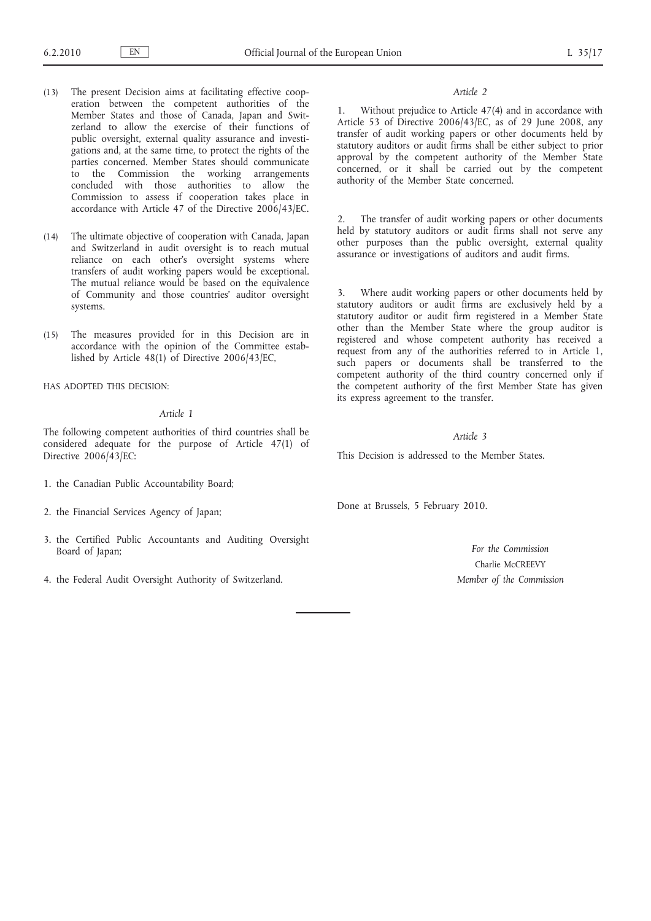(13) The present Decision aims at facilitating effective cooperation between the competent authorities of the Member States and those of Canada, Japan and Switzerland to allow the exercise of their functions of public oversight, external quality assurance and investigations and, at the same time, to protect the rights of the parties concerned. Member States should communicate to the Commission the working arrangements concluded with those authorities to allow the Commission to assess if cooperation takes place in accordance with Article 47 of the Directive 2006/43/EC.

(14) The ultimate objective of cooperation with Canada, Japan and Switzerland in audit oversight is to reach mutual reliance on each other's oversight systems where transfers of audit working papers would be exceptional. The mutual reliance would be based on the equivalence of Community and those countries' auditor oversight systems.

(15) The measures provided for in this Decision are in accordance with the opinion of the Committee established by Article 48(1) of Directive 2006/43/EC,

HAS ADOPTED THIS DECISION:

*Article 1*

The following competent authorities of third countries shall be considered adequate for the purpose of Article 47(1) of Directive 2006/43/EC:

1. the Canadian Public Accountability Board;

2. the Financial Services Agency of Japan;

3. the Certified Public Accountants and Auditing Oversight Board of Japan;

4. the Federal Audit Oversight Authority of Switzerland.

*Article 2*

1. Without prejudice to Article 47(4) and in accordance with Article 53 of Directive 2006/43/EC, as of 29 June 2008, any transfer of audit working papers or other documents held by statutory auditors or audit firms shall be either subject to prior approval by the competent authority of the Member State concerned, or it shall be carried out by the competent authority of the Member State concerned.

2. The transfer of audit working papers or other documents held by statutory auditors or audit firms shall not serve any other purposes than the public oversight, external quality assurance or investigations of auditors and audit firms.

3. Where audit working papers or other documents held by statutory auditors or audit firms are exclusively held by a statutory auditor or audit firm registered in a Member State other than the Member State where the group auditor is registered and whose competent authority has received a request from any of the authorities referred to in Article 1, such papers or documents shall be transferred to the competent authority of the third country concerned only if the competent authority of the first Member State has given its express agreement to the transfer.

*Article 3*

This Decision is addressed to the Member States.

Done at Brussels, 5 February 2010.

*For the Commission*

Charlie McCREEVY

*Member of the Commission*